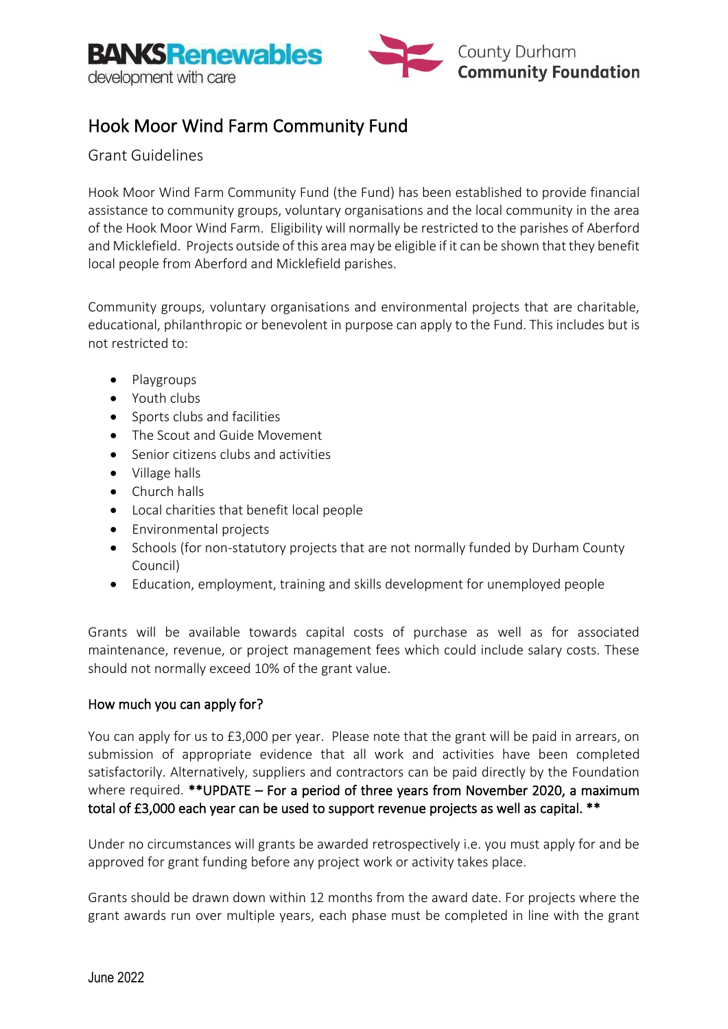# Hook Moor Wind Farm Community Fund

## Grant Guidelines

Hook Moor Wind Farm Community Fund (the Fund) has been established to provide financial assistance to community groups, voluntary organisations and the local community in the area of the Hook Moor Wind Farm. Eligibility will normally be restricted to the parishes of Aberford and Micklefield. Projects outside of this area may be eligible if it can be shown that they benefit local people from Aberford and Micklefield parishes.

Community groups, voluntary organisations and environmental projects that are charitable, educational, philanthropic or benevolent in purpose can apply to the Fund. This includes but is not restricted to:

- Playgroups
- Youth clubs
- Sports clubs and facilities
- The Scout and Guide Movement
- Senior citizens clubs and activities
- Village halls
- Church halls
- Local charities that benefit local people
- Environmental projects
- Schools (for non-statutory projects that are not normally funded by Durham County Council)
- Education, employment, training and skills development for unemployed people

Grants will be available towards capital costs of purchase as well as for associated maintenance, revenue, or project management fees which could include salary costs. These should not normally exceed 10% of the grant value.

### How much you can apply for?

You can apply for us to £3,000 per year. Please note that the grant will be paid in arrears, on submission of appropriate evidence that all work and activities have been completed satisfactorily. Alternatively, suppliers and contractors can be paid directly by the Foundation where required. **\*\*UPDATE – For a period of three years from November 2020, a maximum total of £3,000 each year can be used to support revenue projects as well as capital. \*\***

Under no circumstances will grants be awarded retrospectively i.e. you must apply for and be approved for grant funding before any project work or activity takes place.

Grants should be drawn down within 12 months from the award date. For projects where the grant awards run over multiple years, each phase must be completed in line with the grant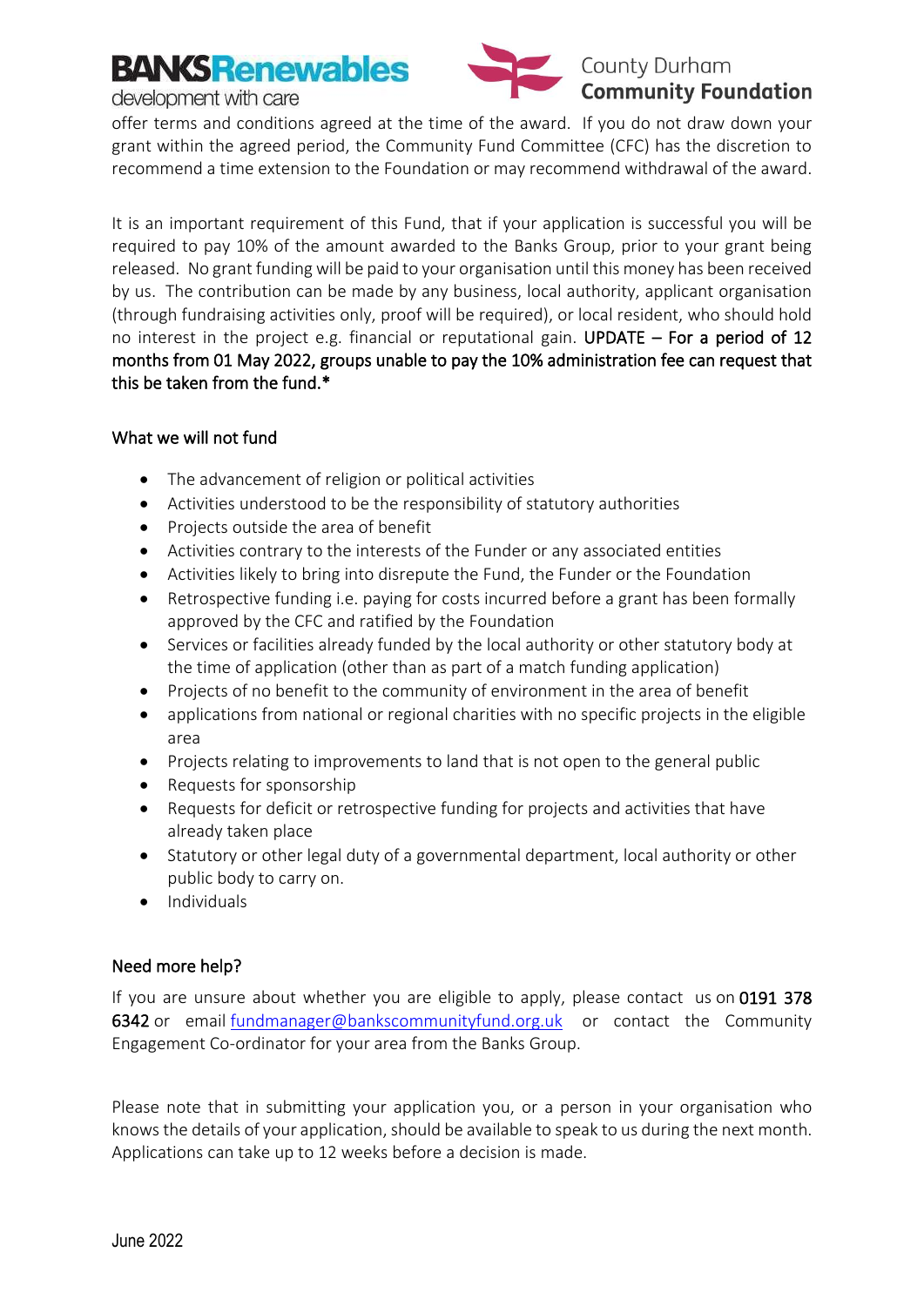offer terms and conditions agreed at the time of the award. If you do not draw down your grant within the agreed period, the Community Fund Committee (CFC) has the discretion to recommend a time extension to the Foundation or may recommend withdrawal of the award.

It is an important requirement of this Fund, that if your application is successful you will be required to pay 10% of the amount awarded to the Banks Group, prior to your grant being released. No grant funding will be paid to your organisation until this money has been received by us. The contribution can be made by any business, local authority, applicant organisation (through fundraising activities only, proof will be required), or local resident, who should hold no interest in the project e.g. financial or reputational gain. UPDATE – For a period of 12 months from 01 May 2022, groups unable to pay the 10% administration fee can request that this be taken from the fund.*

## What we will not fund

- The advancement of religion or political activities
- Activities understood to be the responsibility of statutory authorities
- Projects outside the area of benefit
- Activities contrary to the interests of the Funder or any associated entities
- Activities likely to bring into disrepute the Fund, the Funder or the Foundation
- Retrospective funding i.e. paying for costs incurred before a grant has been formally approved by the CFC and ratified by the Foundation
- Services or facilities already funded by the local authority or other statutory body at the time of application (other than as part of a match funding application)
- Projects of no benefit to the community of environment in the area of benefit
- applications from national or regional charities with no specific projects in the eligible area
- Projects relating to improvements to land that is not open to the general public
- Requests for sponsorship
- Requests for deficit or retrospective funding for projects and activities that have already taken place
- Statutory or other legal duty of a governmental department, local authority or other public body to carry on.
- Individuals

## Need more help?

If you are unsure about whether you are eligible to apply, please contact us on 0191 378 6342 or email fundmanager@bankscommunityfund.org.uk or contact the Community Engagement Co-ordinator for your area from the Banks Group.

Please note that in submitting your application you, or a person in your organisation who knows the details of your application, should be available to speak to us during the next month. Applications can take up to 12 weeks before a decision is made.

June 2022